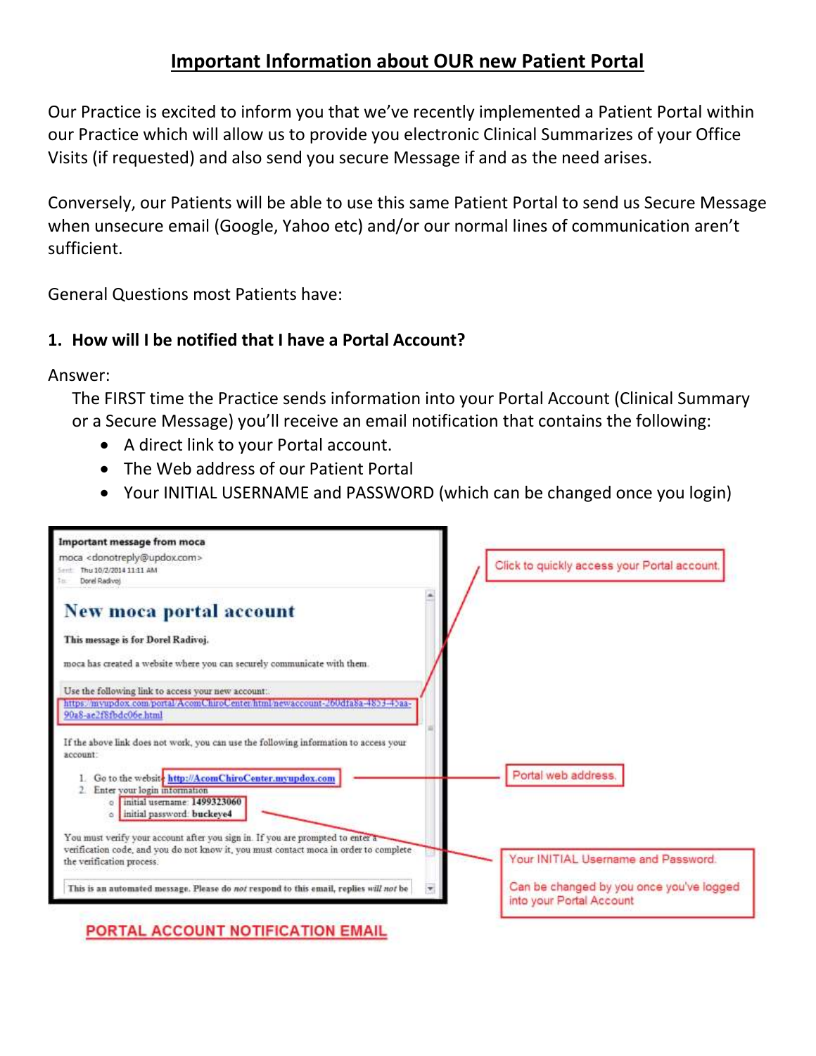# Important Information about OUR new Patient Portal

Our Practice is excited to inform you that we've recently implemented a Patient Portal within our Practice which will allow us to provide you electronic Clinical Summarizes of your Office Visits (if requested) and also send you secure Message if and as the need arises.

Conversely, our Patients will be able to use this same Patient Portal to send us Secure Message when unsecure email (Google, Yahoo etc) and/or our normal lines of communication aren't sufficient.

General Questions most Patients have:

**1. How will I be notified that I have a Portal Account?**

Answer:

The FIRST time the Practice sends information into your Portal Account (Clinical Summary or a Secure Message) you'll receive an email notification that contains the following:

- A direct link to your Portal account.
- The Web address of our Patient Portal
- Your INITIAL USERNAME and PASSWORD (which can be changed once you login)

**Important message from moca**
moca <donotreply@updox.com>
Sent: Thu 10/2/2014 11:11 AM
To: Dorel Radivoj

**New moca portal account**

**This message is for Dorel Radivoj.**

moca has created a website where you can securely communicate with them.

Use the following link to access your new account:
https://myupdox.com/portal/AcomChiroCenter/html/newaccount-260dfa8a-4853-45aa-90a8-ae2f8fbdc06e.html

If the above link does not work, you can use the following information to access your account:

1. Go to the website http://AcomChiroCenter.myupdox.com
2. Enter your login information
   - initial username: **1499323060**
   - initial password: **buckeye4**

You must verify your account after you sign in. If you are prompted to enter a verification code, and you do not know it, you must contact moca in order to complete the verification process.

**This is an automated message. Please do *not* respond to this email, replies *will not* be**

Click to quickly access your Portal account.

Portal web address.

Your INITIAL Username and Password.

Can be changed by you once you've logged into your Portal Account

PORTAL ACCOUNT NOTIFICATION EMAIL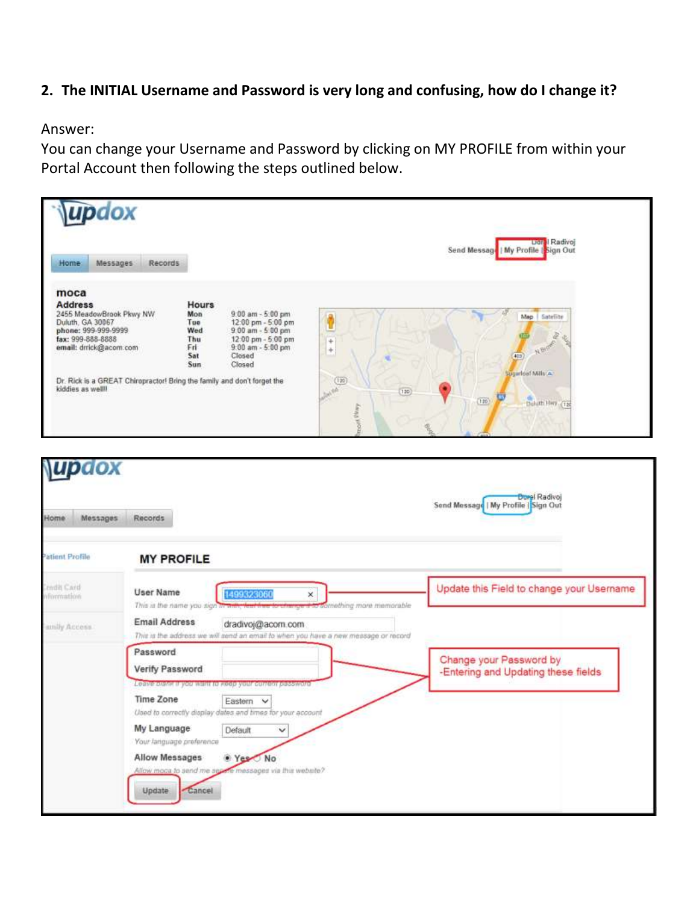**2. The INITIAL Username and Password is very long and confusing, how do I change it?**

Answer:

You can change your Username and Password by clicking on MY PROFILE from within your Portal Account then following the steps outlined below.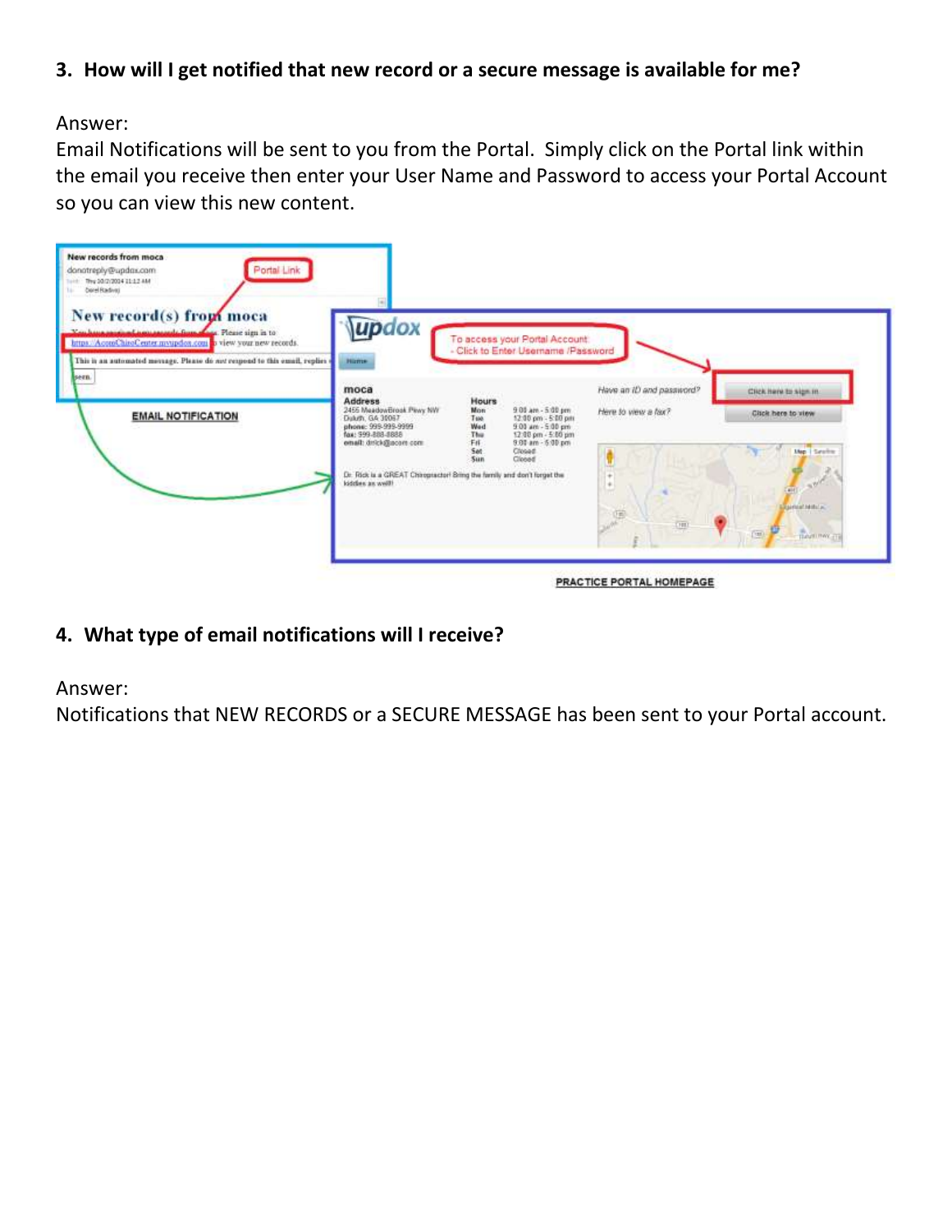**3. How will I get notified that new record or a secure message is available for me?**

Answer:
Email Notifications will be sent to you from the Portal. Simply click on the Portal link within the email you receive then enter your User Name and Password to access your Portal Account so you can view this new content.

EMAIL NOTIFICATION

PRACTICE PORTAL HOMEPAGE

**4. What type of email notifications will I receive?**

Answer:
Notifications that NEW RECORDS or a SECURE MESSAGE has been sent to your Portal account.